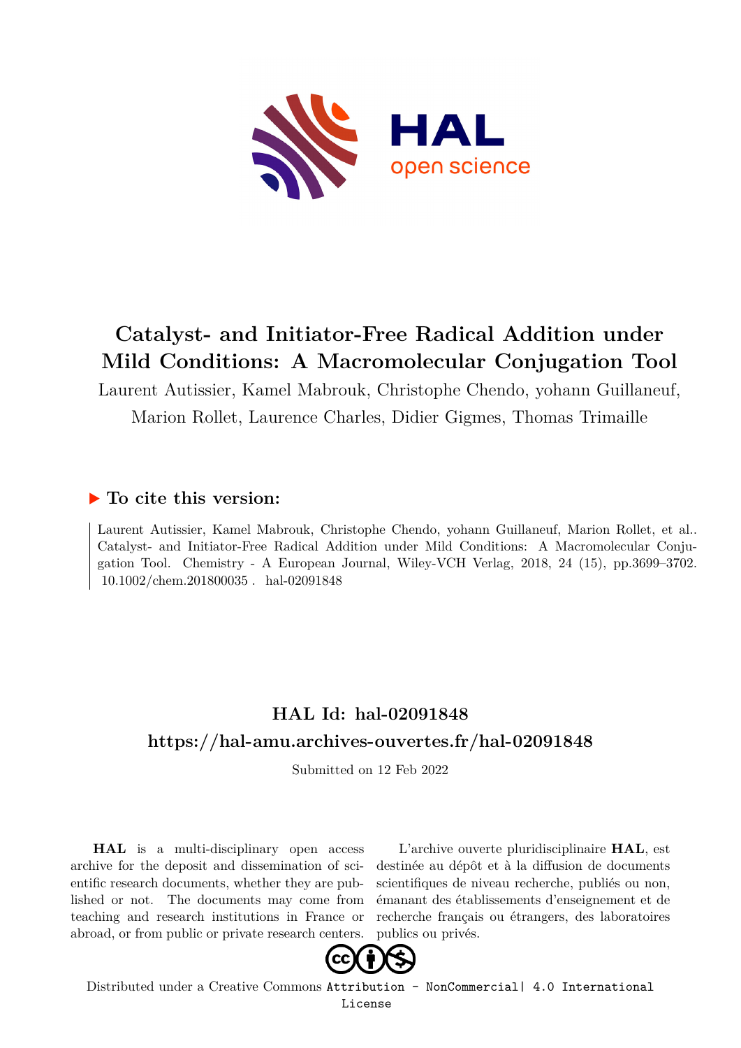# Catalyst- and Initiator-Free Radical Addition under Mild Conditions: A Macromolecular Conjugation Tool

Laurent Autissier, Kamel Mabrouk, Christophe Chendo, yohann Guillaneuf, Marion Rollet, Laurence Charles, Didier Gigmes, Thomas Trimaille

## ▶ To cite this version:

Laurent Autissier, Kamel Mabrouk, Christophe Chendo, yohann Guillaneuf, Marion Rollet, et al.. Catalyst- and Initiator-Free Radical Addition under Mild Conditions: A Macromolecular Conjugation Tool. Chemistry - A European Journal, Wiley-VCH Verlag, 2018, 24 (15), pp.3699–3702. 10.1002/chem.201800035 . hal-02091848

## HAL Id: hal-02091848

## https://hal-amu.archives-ouvertes.fr/hal-02091848

Submitted on 12 Feb 2022

**HAL** is a multi-disciplinary open access archive for the deposit and dissemination of scientific research documents, whether they are published or not. The documents may come from teaching and research institutions in France or abroad, or from public or private research centers.

L'archive ouverte pluridisciplinaire **HAL**, est destinée au dépôt et à la diffusion de documents scientifiques de niveau recherche, publiés ou non, émanant des établissements d'enseignement et de recherche français ou étrangers, des laboratoires publics ou privés.

Distributed under a Creative Commons Attribution - NonCommercial| 4.0 International License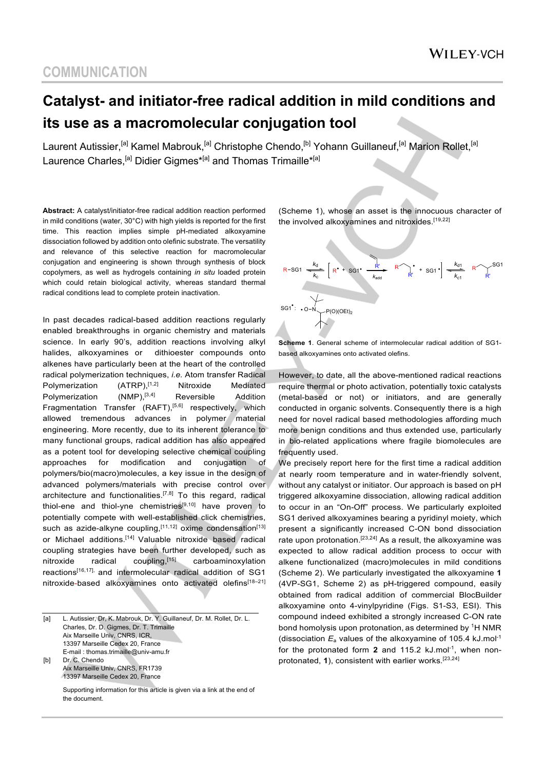## COMMUNICATION

# Catalyst- and initiator-free radical addition in mild conditions and its use as a macromolecular conjugation tool

Laurent Autissier,[a] Kamel Mabrouk,[a] Christophe Chendo,[b] Yohann Guillaneuf,[a] Marion Rollet,[a] Laurence Charles,[a] Didier Gigmes*[a] and Thomas Trimaille*[a]

**Abstract:** A catalyst/initiator-free radical addition reaction performed in mild conditions (water, 30°C) with high yields is reported for the first time. This reaction implies simple pH-mediated alkoxyamine dissociation followed by addition onto olefinic substrate. The versatility and relevance of this selective reaction for macromolecular conjugation and engineering is shown through synthesis of block copolymers, as well as hydrogels containing *in situ* loaded protein which could retain biological activity, whereas standard thermal radical conditions lead to complete protein inactivation.

In past decades radical-based addition reactions regularly enabled breakthroughs in organic chemistry and materials science. In early 90's, addition reactions involving alkyl halides, alkoxyamines or dithioester compounds onto alkenes have particularly been at the heart of the controlled radical polymerization techniques, *i.e.* Atom transfer Radical Polymerization (ATRP),[1,2] Nitroxide Mediated Polymerization (NMP),[3,4] Reversible Addition Fragmentation Transfer (RAFT),[5,6] respectively, which allowed tremendous advances in polymer material engineering. More recently, due to its inherent tolerance to many functional groups, radical addition has also appeared as a potent tool for developing selective chemical coupling approaches for modification and conjugation of polymers/bio(macro)molecules, a key issue in the design of advanced polymers/materials with precise control over architecture and functionalities.[7,8] To this regard, radical thiol-ene and thiol-yne chemistries[9,10] have proven to potentially compete with well-established click chemistries, such as azide-alkyne coupling,[11,12] oxime condensation[13] or Michael additions.[14] Valuable nitroxide based radical coupling strategies have been further developed, such as nitroxide radical coupling,[15] carboaminoxylation reactions[16,17], and intermolecular radical addition of SG1 nitroxide-based alkoxyamines onto activated olefins[18–21] (Scheme 1), whose an asset is the innocuous character of the involved alkoxyamines and nitroxides.[19,22]

**Scheme 1**. General scheme of intermolecular radical addition of SG1-based alkoxyamines onto activated olefins.

However, to date, all the above-mentioned radical reactions require thermal or photo activation, potentially toxic catalysts (metal-based or not) or initiators, and are generally conducted in organic solvents. Consequently there is a high need for novel radical based methodologies affording much more benign conditions and thus extended use, particularly in bio-related applications where fragile biomolecules are frequently used.

We precisely report here for the first time a radical addition at nearly room temperature and in water-friendly solvent, without any catalyst or initiator. Our approach is based on pH triggered alkoxyamine dissociation, allowing radical addition to occur in an "On-Off" process. We particularly exploited SG1 derived alkoxyamines bearing a pyridinyl moiety, which present a significantly increased C-ON bond dissociation rate upon protonation.[23,24] As a result, the alkoxyamine was expected to allow radical addition process to occur with alkene functionalized (macro)molecules in mild conditions (Scheme 2). We particularly investigated the alkoxyamine **1** (4VP-SG1, Scheme 2) as pH-triggered compound, easily obtained from radical addition of commercial BlocBuilder alkoxyamine onto 4-vinylpyridine (Figs. S1-S3, ESI). This compound indeed exhibited a strongly increased C-ON rate bond homolysis upon protonation, as determined by $^1$H NMR (dissociation $E_a$ values of the alkoxyamine of 105.4 kJ.mol$^{-1}$ for the protonated form **2** and 115.2 kJ.mol$^{-1}$, when non-protonated, **1**), consistent with earlier works.[23,24]

[a] L. Autissier, Dr, K. Mabrouk, Dr. Y. Guillaneuf, Dr. M. Rollet, Dr. L. Charles, Dr. D. Gigmes, Dr. T. Trimaille
Aix Marseille Univ, CNRS, ICR,
13397 Marseille Cedex 20, France
E-mail : thomas.trimaille@univ-amu.fr

[b] Dr. C. Chendo
Aix Marseille Univ, CNRS, FR1739
13397 Marseille Cedex 20, France

Supporting information for this article is given via a link at the end of the document.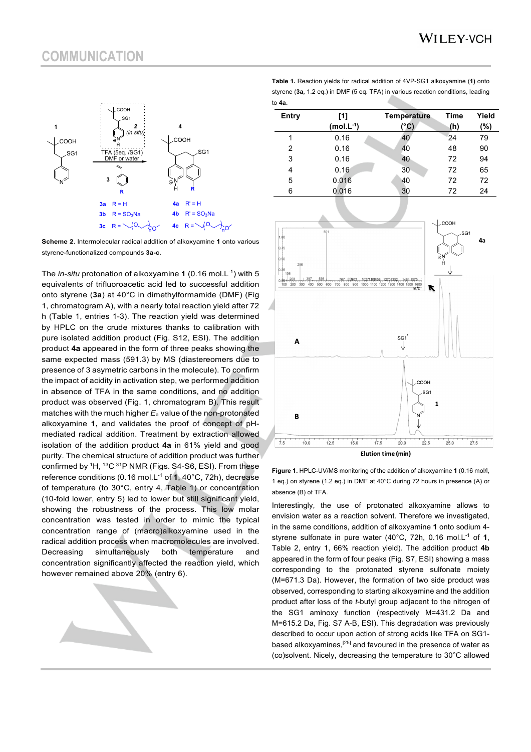**Scheme 2**. Intermolecular radical addition of alkoxyamine **1** onto various styrene-functionalized compounds **3a-c**.

The *in-situ* protonation of alkoxyamine **1** (0.16 mol.L$^{-1}$) with 5 equivalents of trifluoroacetic acid led to successful addition onto styrene (**3a**) at 40°C in dimethylformamide (DMF) (Fig 1, chromatogram A), with a nearly total reaction yield after 72 h (Table 1, entries 1-3). The reaction yield was determined by HPLC on the crude mixtures thanks to calibration with pure isolated addition product (Fig. S12, ESI). The addition product **4a** appeared in the form of three peaks showing the same expected mass (591.3) by MS (diastereomers due to presence of 3 asymetric carbons in the molecule). To confirm the impact of acidity in activation step, we performed addition in absence of TFA in the same conditions, and no addition product was observed (Fig. 1, chromatogram B). This result matches with the much higher $E_a$ value of the non-protonated alkoxyamine **1,** and validates the proof of concept of pH-mediated radical addition. Treatment by extraction allowed isolation of the addition product **4a** in 61% yield and good purity. The chemical structure of addition product was further confirmed by $^{1}$H, $^{13}$C $^{31}$P NMR (Figs. S4-S6, ESI). From these reference conditions (0.16 mol.L$^{-1}$ of **1**, 40°C, 72h), decrease of temperature (to 30°C, entry 4, Table 1) or concentration (10-fold lower, entry 5) led to lower but still significant yield, showing the robustness of the process. This low molar concentration was tested in order to mimic the typical concentration range of (macro)alkoxyamine used in the radical addition process when macromolecules are involved. Decreasing simultaneously both temperature and concentration significantly affected the reaction yield, which however remained above 20% (entry 6).

**Table 1.** Reaction yields for radical addition of 4VP-SG1 alkoxyamine (**1**) onto styrene (**3a,** 1.2 eq.) in DMF (5 eq. TFA) in various reaction conditions, leading to **4a**.

| Entry | [1] (mol.L$^{-1}$) | Temperature (°C) | Time (h) | Yield (%) |
|---|---|---|---|---|
| 1 | 0.16 | 40 | 24 | 79 |
| 2 | 0.16 | 40 | 48 | 90 |
| 3 | 0.16 | 40 | 72 | 94 |
| 4 | 0.16 | 30 | 72 | 65 |
| 5 | 0.016 | 40 | 72 | 72 |
| 6 | 0.016 | 30 | 72 | 24 |

**Figure 1.** HPLC-UV/MS monitoring of the addition of alkoxyamine **1** (0.16 mol/l, 1 eq.) on styrene (1.2 eq.) in DMF at 40°C during 72 hours in presence (A) or absence (B) of TFA.

Interestingly, the use of protonated alkoxyamine allows to envision water as a reaction solvent. Therefore we investigated, in the same conditions, addition of alkoxyamine **1** onto sodium 4-styrene sulfonate in pure water (40°C, 72h, 0.16 mol.L$^{-1}$ of **1**, Table 2, entry 1, 66% reaction yield). The addition product **4b** appeared in the form of four peaks (Fig. S7, ESI) showing a mass corresponding to the protonated styrene sulfonate moiety (M=671.3 Da). However, the formation of two side product was observed, corresponding to starting alkoxyamine and the addition product after loss of the *t*-butyl group adjacent to the nitrogen of the SG1 aminoxy function (respectively M=431.2 Da and M=615.2 Da, Fig. S7 A-B, ESI). This degradation was previously described to occur upon action of strong acids like TFA on SG1-based alkoxyamines,[25] and favoured in the presence of water as (co)solvent. Nicely, decreasing the temperature to 30°C allowed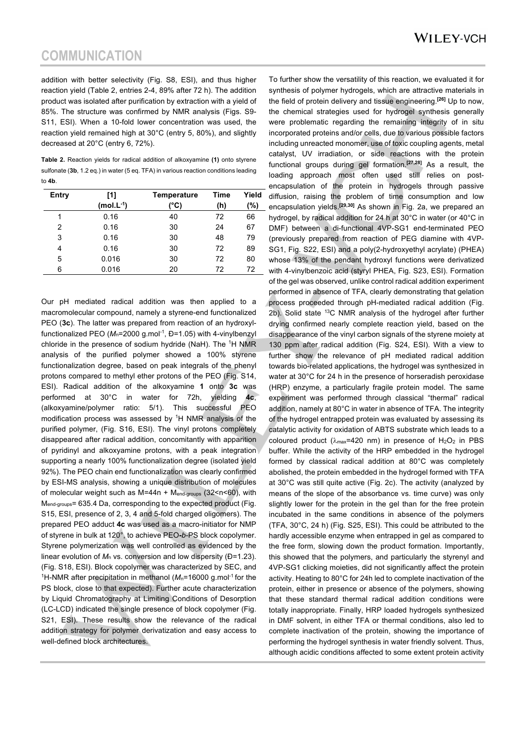addition with better selectivity (Fig. S8, ESI), and thus higher reaction yield (Table 2, entries 2-4, 89% after 72 h). The addition product was isolated after purification by extraction with a yield of 85%. The structure was confirmed by NMR analysis (Figs. S9-S11, ESI). When a 10-fold lower concentration was used, the reaction yield remained high at 30°C (entry 5, 80%), and slightly decreased at 20°C (entry 6, 72%).

**Table 2.** Reaction yields for radical addition of alkoxyamine **(1)** onto styrene sulfonate (**3b**, 1.2 eq.) in water (5 eq. TFA) in various reaction conditions leading to **4b**.

| Entry | [1] (mol.L$^{-1}$) | Temperature (°C) | Time (h) | Yield (%) |
|---|---|---|---|---|
| 1 | 0.16 | 40 | 72 | 66 |
| 2 | 0.16 | 30 | 24 | 67 |
| 3 | 0.16 | 30 | 48 | 79 |
| 4 | 0.16 | 30 | 72 | 89 |
| 5 | 0.016 | 30 | 72 | 80 |
| 6 | 0.016 | 20 | 72 | 72 |

Our pH mediated radical addition was then applied to a macromolecular compound, namely a styrene-end functionalized PEO (**3c**). The latter was prepared from reaction of an hydroxyl-functionalized PEO ($M_n$=2000 g.mol$^{-1}$, Đ=1.05) with 4-vinylbenzyl chloride in the presence of sodium hydride (NaH). The $^1$H NMR analysis of the purified polymer showed a 100% styrene functionalization degree, based on peak integrals of the phenyl protons compared to methyl ether protons of the PEO (Fig. S14, ESI). Radical addition of the alkoxyamine **1** onto **3c** was performed at 30°C in water for 72h, yielding **4c**, (alkoxyamine/polymer ratio: 5/1). This successful PEO modification process was assessed by $^1$H NMR analysis of the purified polymer, (Fig. S16, ESI). The vinyl protons completely disappeared after radical addition, concomitantly with apparition of pyridinyl and alkoxyamine protons, with a peak integration supporting a nearly 100% functionalization degree (isolated yield 92%). The PEO chain end functionalization was clearly confirmed by ESI-MS analysis, showing a unique distribution of molecules of molecular weight such as M=44n + $M_{end\text{-}groups}$ (32<n<60), with $M_{end\text{-}groups}$= 635.4 Da, corresponding to the expected product (Fig. S15, ESI, presence of 2, 3, 4 and 5-fold charged oligomers). The prepared PEO adduct **4c** was used as a macro-initiator for NMP of styrene in bulk at 120°, to achieve PEO-*b*-PS block copolymer. Styrene polymerization was well controlled as evidenced by the linear evolution of $M_n$ vs. conversion and low dispersity (Đ=1.23). (Fig. S18, ESI). Block copolymer was characterized by SEC, and $^1$H-NMR after precipitation in methanol ($M_n$=16000 g.mol$^{-1}$ for the PS block, close to that expected). Further acute characterization by Liquid Chromatography at Limiting Conditions of Desorption (LC-LCD) indicated the single presence of block copolymer (Fig. S21, ESI). These results show the relevance of the radical addition strategy for polymer derivatization and easy access to well-defined block architectures.

To further show the versatility of this reaction, we evaluated it for synthesis of polymer hydrogels, which are attractive materials in the field of protein delivery and tissue engineering.[26] Up to now, the chemical strategies used for hydrogel synthesis generally were problematic regarding the remaining integrity of in situ incorporated proteins and/or cells, due to various possible factors including unreacted monomer, use of toxic coupling agents, metal catalyst, UV irradiation, or side reactions with the protein functional groups during gel formation.[27,28] As a result, the loading approach most often used still relies on post-encapsulation of the protein in hydrogels through passive diffusion, raising the problem of time consumption and low encapsulation yields.[29,30] As shown in Fig. 2a, we prepared an hydrogel, by radical addition for 24 h at 30°C in water (or 40°C in DMF) between a di-functional 4VP-SG1 end-terminated PEO (previously prepared from reaction of PEG diamine with 4VP-SG1, Fig. S22, ESI) and a poly(2-hydroxyethyl acrylate) (PHEA) whose 13% of the pendant hydroxyl functions were derivatized with 4-vinylbenzoic acid (styryl PHEA, Fig. S23, ESI). Formation of the gel was observed, unlike control radical addition experiment performed in absence of TFA, clearly demonstrating that gelation process proceeded through pH-mediated radical addition (Fig. 2b). Solid state $^{13}$C NMR analysis of the hydrogel after further drying confirmed nearly complete reaction yield, based on the disappearance of the vinyl carbon signals of the styrene moiety at 130 ppm after radical addition (Fig. S24, ESI). With a view to further show the relevance of pH mediated radical addition towards bio-related applications, the hydrogel was synthesized in water at 30°C for 24 h in the presence of horseradish peroxidase (HRP) enzyme, a particularly fragile protein model. The same experiment was performed through classical "thermal" radical addition, namely at 80°C in water in absence of TFA. The integrity of the hydrogel entrapped protein was evaluated by assessing its catalytic activity for oxidation of ABTS substrate which leads to a coloured product ($\lambda_{max}$=420 nm) in presence of $H_2O_2$ in PBS buffer. While the activity of the HRP embedded in the hydrogel formed by classical radical addition at 80°C was completely abolished, the protein embedded in the hydrogel formed with TFA at 30°C was still quite active (Fig. 2c). The activity (analyzed by means of the slope of the absorbance vs. time curve) was only slightly lower for the protein in the gel than for the free protein incubated in the same conditions in absence of the polymers (TFA, 30°C, 24 h) (Fig. S25, ESI). This could be attributed to the hardly accessible enzyme when entrapped in gel as compared to the free form, slowing down the product formation. Importantly, this showed that the polymers, and particularly the styrenyl and 4VP-SG1 clicking moieties, did not significantly affect the protein activity. Heating to 80°C for 24h led to complete inactivation of the protein, either in presence or absence of the polymers, showing that these standard thermal radical addition conditions were totally inappropriate. Finally, HRP loaded hydrogels synthesized in DMF solvent, in either TFA or thermal conditions, also led to complete inactivation of the protein, showing the importance of performing the hydrogel synthesis in water friendly solvent. Thus, although acidic conditions affected to some extent protein activity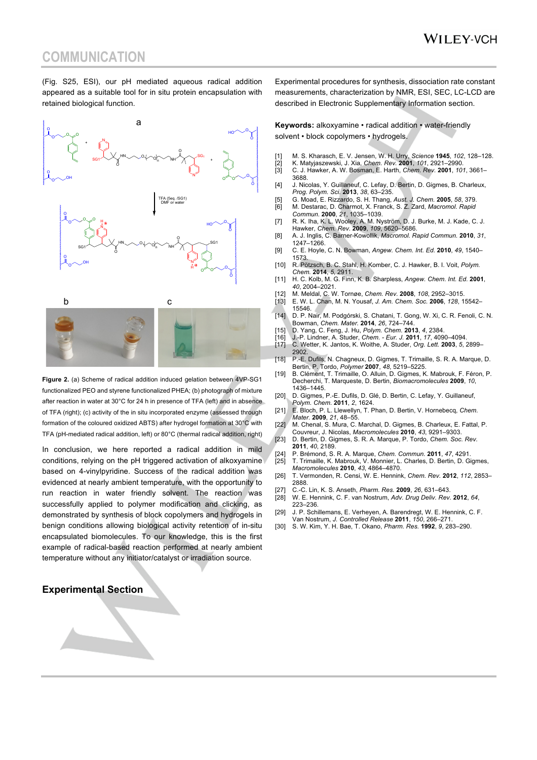## COMMUNICATION

(Fig. S25, ESI), our pH mediated aqueous radical addition appeared as a suitable tool for in situ protein encapsulation with retained biological function.

**Figure 2.** (a) Scheme of radical addition induced gelation between 4VP-SG1 functionalized PEO and styrene functionalized PHEA; (b) photograph of mixture after reaction in water at 30°C for 24 h in presence of TFA (left) and in absence of TFA (right); (c) activity of the in situ incorporated enzyme (assessed through formation of the coloured oxidized ABTS) after hydrogel formation at 30°C with TFA (pH-mediated radical addition, left) or 80°C (thermal radical addition, right)

In conclusion, we here reported a radical addition in mild conditions, relying on the pH triggered activation of alkoxyamine based on 4-vinylpyridine. Success of the radical addition was evidenced at nearly ambient temperature, with the opportunity to run reaction in water friendly solvent. The reaction was successfully applied to polymer modification and clicking, as demonstrated by synthesis of block copolymers and hydrogels in benign conditions allowing biological activity retention of in-situ encapsulated biomolecules. To our knowledge, this is the first example of radical-based reaction performed at nearly ambient temperature without any initiator/catalyst or irradiation source.

## Experimental Section

Experimental procedures for synthesis, dissociation rate constant measurements, characterization by NMR, ESI, SEC, LC-LCD are described in Electronic Supplementary Information section.

**Keywords:** alkoxyamine • radical addition • water-friendly solvent • block copolymers • hydrogels.

[1] M. S. Kharasch, E. V. Jensen, W. H. Urry, *Science* **1945**, *102*, 128–128.
[2] K. Matyjaszewski, J. Xia, *Chem. Rev.* **2001**, *101*, 2921–2990.
[3] C. J. Hawker, A. W. Bosman, E. Harth, *Chem. Rev.* **2001**, *101*, 3661–3688.
[4] J. Nicolas, Y. Guillaneuf, C. Lefay, D. Bertin, D. Gigmes, B. Charleux, *Prog. Polym. Sci.* **2013**, *38*, 63–235.
[5] G. Moad, E. Rizzardo, S. H. Thang, *Aust. J. Chem.* **2005**, *58*, 379.
[6] M. Destarac, D. Charmot, X. Franck, S. Z. Zard, *Macromol. Rapid Commun.* **2000**, *21*, 1035–1039.
[7] R. K. Iha, K. L. Wooley, A. M. Nyström, D. J. Burke, M. J. Kade, C. J. Hawker, *Chem. Rev.* **2009**, *109*, 5620–5686.
[8] A. J. Inglis, C. Barner-Kowollik, *Macromol. Rapid Commun.* **2010**, *31*, 1247–1266.
[9] C. E. Hoyle, C. N. Bowman, *Angew. Chem. Int. Ed.* **2010**, *49*, 1540–1573.
[10] R. Pötzsch, B. C. Stahl, H. Komber, C. J. Hawker, B. I. Voit, *Polym. Chem.* **2014**, *5*, 2911.
[11] H. C. Kolb, M. G. Finn, K. B. Sharpless, *Angew. Chem. Int. Ed.* **2001**, *40*, 2004–2021.
[12] M. Meldal, C. W. Tornøe, *Chem. Rev.* **2008**, *108*, 2952–3015.
[13] E. W. L. Chan, M. N. Yousaf, *J. Am. Chem. Soc.* **2006**, *128*, 15542–15546.
[14] D. P. Nair, M. Podgórski, S. Chatani, T. Gong, W. Xi, C. R. Fenoli, C. N. Bowman, *Chem. Mater.* **2014**, *26*, 724–744.
[15] D. Yang, C. Feng, J. Hu, *Polym. Chem.* **2013**, *4*, 2384.
[16] J.-P. Lindner, A. Studer, *Chem. - Eur. J.* **2011**, *17*, 4090–4094.
[17] C. Wetter, K. Jantos, K. Woithe, A. Studer, *Org. Lett.* **2003**, *5*, 2899–2902.
[18] P.-E. Dufils, N. Chagneux, D. Gigmes, T. Trimaille, S. R. A. Marque, D. Bertin, P. Tordo, *Polymer* **2007**, *48*, 5219–5225.
[19] B. Clément, T. Trimaille, O. Alluin, D. Gigmes, K. Mabrouk, F. Féron, P. Decherchi, T. Marqueste, D. Bertin, *Biomacromolecules* **2009**, *10*, 1436–1445.
[20] D. Gigmes, P.-E. Dufils, D. Glé, D. Bertin, C. Lefay, Y. Guillaneuf, *Polym. Chem.* **2011**, *2*, 1624.
[21] E. Bloch, P. L. Llewellyn, T. Phan, D. Bertin, V. Hornebecq, *Chem. Mater.* **2009**, *21*, 48–55.
[22] M. Chenal, S. Mura, C. Marchal, D. Gigmes, B. Charleux, E. Fattal, P. Couvreur, J. Nicolas, *Macromolecules* **2010**, *43*, 9291–9303.
[23] D. Bertin, D. Gigmes, S. R. A. Marque, P. Tordo, *Chem. Soc. Rev.* **2011**, *40*, 2189.
[24] P. Brémond, S. R. A. Marque, *Chem. Commun.* **2011**, *47*, 4291.
[25] T. Trimaille, K. Mabrouk, V. Monnier, L. Charles, D. Bertin, D. Gigmes, *Macromolecules* **2010**, *43*, 4864–4870.
[26] T. Vermonden, R. Censi, W. E. Hennink, *Chem. Rev.* **2012**, *112*, 2853–2888.
[27] C.-C. Lin, K. S. Anseth, *Pharm. Res.* **2009**, *26*, 631–643.
[28] W. E. Hennink, C. F. van Nostrum, *Adv. Drug Deliv. Rev.* **2012**, *64*, 223–236.
[29] J. P. Schillemans, E. Verheyen, A. Barendregt, W. E. Hennink, C. F. Van Nostrum, *J. Controlled Release* **2011**, *150*, 266–271.
[30] S. W. Kim, Y. H. Bae, T. Okano, *Pharm. Res.* **1992**, *9*, 283–290.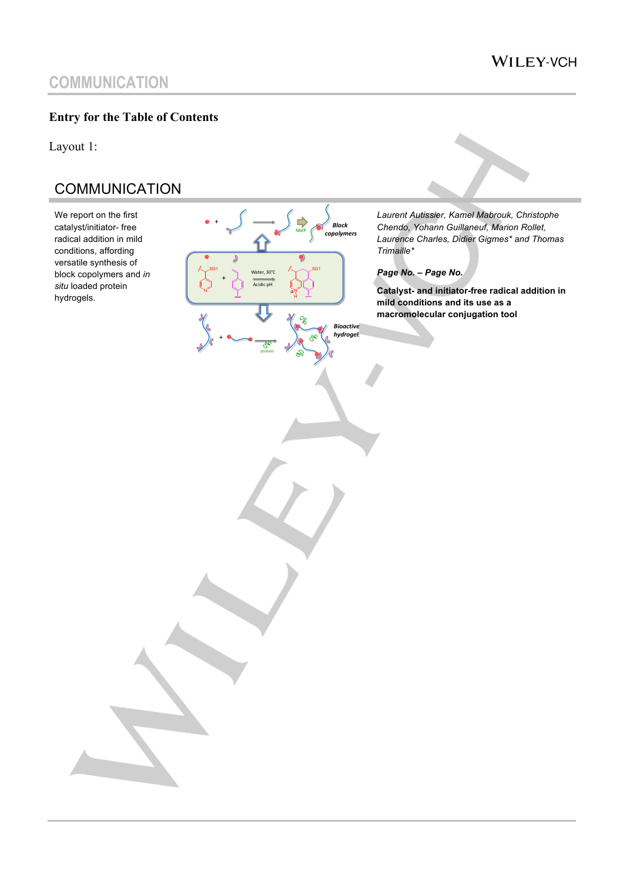## COMMUNICATION

### Entry for the Table of Contents

Layout 1:

## COMMUNICATION

We report on the first catalyst/initiator- free radical addition in mild conditions, affording versatile synthesis of block copolymers and *in situ* loaded protein hydrogels.

NMP

Block copolymers

SG1

Water, 30°C

Acidic pH

SG1

protein

Bioactive hydrogel

*Laurent Autissier, Kamel Mabrouk, Christophe Chendo, Yohann Guillaneuf, Marion Rollet, Laurence Charles, Didier Gigmes\* and Thomas Trimaille\**

***Page No. – Page No.***

**Catalyst- and initiator-free radical addition in mild conditions and its use as a macromolecular conjugation tool**